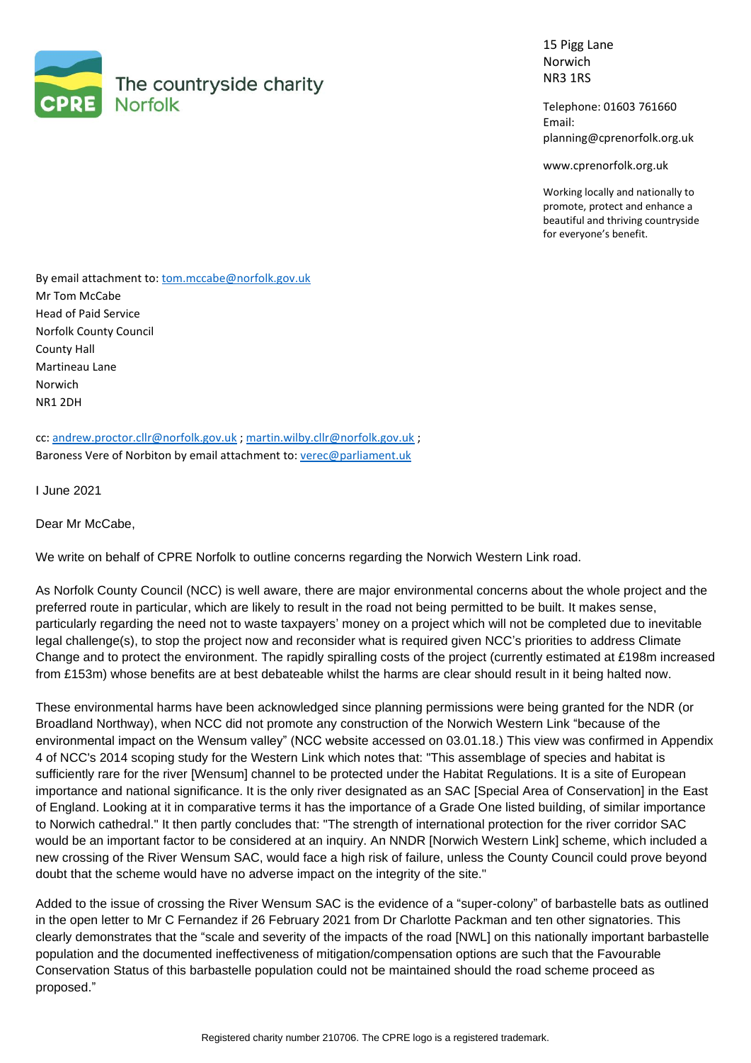The countryside charity
CPRE Norfolk

15 Pigg Lane
Norwich
NR3 1RS

Telephone: 01603 761660
Email:
planning@cprenorfolk.org.uk

www.cprenorfolk.org.uk

Working locally and nationally to promote, protect and enhance a beautiful and thriving countryside for everyone's benefit.

By email attachment to: tom.mccabe@norfolk.gov.uk
Mr Tom McCabe
Head of Paid Service
Norfolk County Council
County Hall
Martineau Lane
Norwich
NR1 2DH

cc: andrew.proctor.cllr@norfolk.gov.uk ; martin.wilby.cllr@norfolk.gov.uk ;
Baroness Vere of Norbiton by email attachment to: verec@parliament.uk

I June 2021

Dear Mr McCabe,

We write on behalf of CPRE Norfolk to outline concerns regarding the Norwich Western Link road.

As Norfolk County Council (NCC) is well aware, there are major environmental concerns about the whole project and the preferred route in particular, which are likely to result in the road not being permitted to be built. It makes sense, particularly regarding the need not to waste taxpayers' money on a project which will not be completed due to inevitable legal challenge(s), to stop the project now and reconsider what is required given NCC's priorities to address Climate Change and to protect the environment. The rapidly spiralling costs of the project (currently estimated at £198m increased from £153m) whose benefits are at best debateable whilst the harms are clear should result in it being halted now.

These environmental harms have been acknowledged since planning permissions were being granted for the NDR (or Broadland Northway), when NCC did not promote any construction of the Norwich Western Link "because of the environmental impact on the Wensum valley" (NCC website accessed on 03.01.18.) This view was confirmed in Appendix 4 of NCC's 2014 scoping study for the Western Link which notes that: "This assemblage of species and habitat is sufficiently rare for the river [Wensum] channel to be protected under the Habitat Regulations. It is a site of European importance and national significance. It is the only river designated as an SAC [Special Area of Conservation] in the East of England. Looking at it in comparative terms it has the importance of a Grade One listed building, of similar importance to Norwich cathedral." It then partly concludes that: "The strength of international protection for the river corridor SAC would be an important factor to be considered at an inquiry. An NNDR [Norwich Western Link] scheme, which included a new crossing of the River Wensum SAC, would face a high risk of failure, unless the County Council could prove beyond doubt that the scheme would have no adverse impact on the integrity of the site."

Added to the issue of crossing the River Wensum SAC is the evidence of a "super-colony" of barbastelle bats as outlined in the open letter to Mr C Fernandez if 26 February 2021 from Dr Charlotte Packman and ten other signatories. This clearly demonstrates that the "scale and severity of the impacts of the road [NWL] on this nationally important barbastelle population and the documented ineffectiveness of mitigation/compensation options are such that the Favourable Conservation Status of this barbastelle population could not be maintained should the road scheme proceed as proposed."

Registered charity number 210706. The CPRE logo is a registered trademark.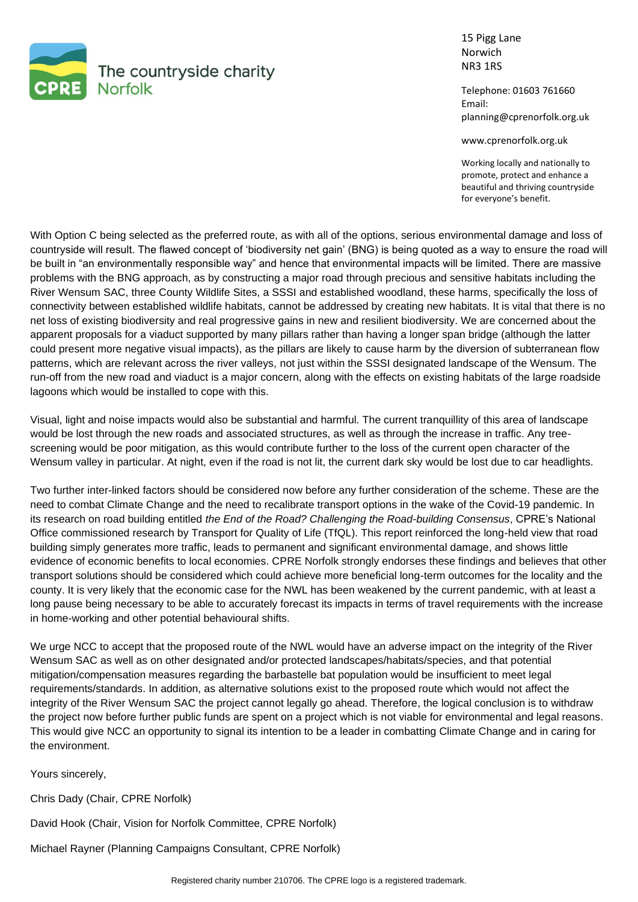15 Pigg Lane
Norwich
NR3 1RS

Telephone: 01603 761660
Email:
planning@cprenorfolk.org.uk

www.cprenorfolk.org.uk

Working locally and nationally to promote, protect and enhance a beautiful and thriving countryside for everyone's benefit.

With Option C being selected as the preferred route, as with all of the options, serious environmental damage and loss of countryside will result. The flawed concept of 'biodiversity net gain' (BNG) is being quoted as a way to ensure the road will be built in "an environmentally responsible way" and hence that environmental impacts will be limited. There are massive problems with the BNG approach, as by constructing a major road through precious and sensitive habitats including the River Wensum SAC, three County Wildlife Sites, a SSSI and established woodland, these harms, specifically the loss of connectivity between established wildlife habitats, cannot be addressed by creating new habitats. It is vital that there is no net loss of existing biodiversity and real progressive gains in new and resilient biodiversity. We are concerned about the apparent proposals for a viaduct supported by many pillars rather than having a longer span bridge (although the latter could present more negative visual impacts), as the pillars are likely to cause harm by the diversion of subterranean flow patterns, which are relevant across the river valleys, not just within the SSSI designated landscape of the Wensum. The run-off from the new road and viaduct is a major concern, along with the effects on existing habitats of the large roadside lagoons which would be installed to cope with this.

Visual, light and noise impacts would also be substantial and harmful. The current tranquillity of this area of landscape would be lost through the new roads and associated structures, as well as through the increase in traffic. Any tree-screening would be poor mitigation, as this would contribute further to the loss of the current open character of the Wensum valley in particular. At night, even if the road is not lit, the current dark sky would be lost due to car headlights.

Two further inter-linked factors should be considered now before any further consideration of the scheme. These are the need to combat Climate Change and the need to recalibrate transport options in the wake of the Covid-19 pandemic. In its research on road building entitled *the End of the Road? Challenging the Road-building Consensus*, CPRE's National Office commissioned research by Transport for Quality of Life (TfQL). This report reinforced the long-held view that road building simply generates more traffic, leads to permanent and significant environmental damage, and shows little evidence of economic benefits to local economies. CPRE Norfolk strongly endorses these findings and believes that other transport solutions should be considered which could achieve more beneficial long-term outcomes for the locality and the county. It is very likely that the economic case for the NWL has been weakened by the current pandemic, with at least a long pause being necessary to be able to accurately forecast its impacts in terms of travel requirements with the increase in home-working and other potential behavioural shifts.

We urge NCC to accept that the proposed route of the NWL would have an adverse impact on the integrity of the River Wensum SAC as well as on other designated and/or protected landscapes/habitats/species, and that potential mitigation/compensation measures regarding the barbastelle bat population would be insufficient to meet legal requirements/standards. In addition, as alternative solutions exist to the proposed route which would not affect the integrity of the River Wensum SAC the project cannot legally go ahead. Therefore, the logical conclusion is to withdraw the project now before further public funds are spent on a project which is not viable for environmental and legal reasons. This would give NCC an opportunity to signal its intention to be a leader in combatting Climate Change and in caring for the environment.

Yours sincerely,

Chris Dady (Chair, CPRE Norfolk)

David Hook (Chair, Vision for Norfolk Committee, CPRE Norfolk)

Michael Rayner (Planning Campaigns Consultant, CPRE Norfolk)